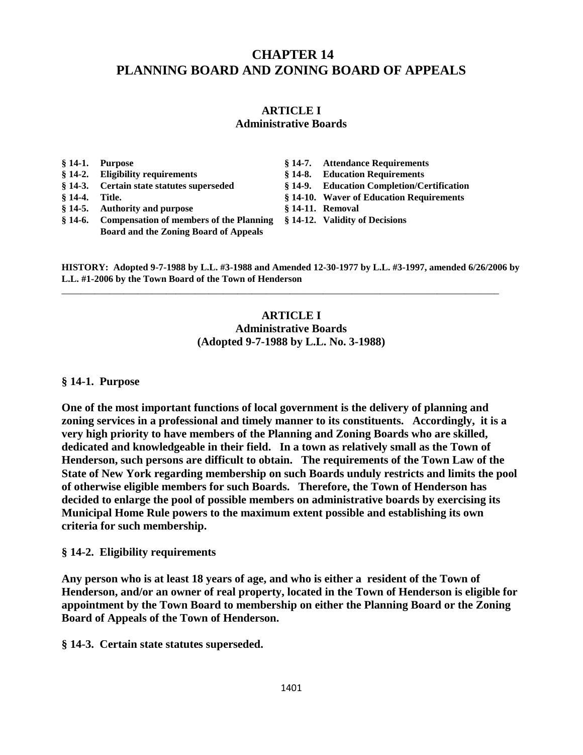# CHAPTER 14
# PLANNING BOARD AND ZONING BOARD OF APPEALS

## ARTICLE I
## Administrative Boards

**§ 14-1. Purpose**
**§ 14-2. Eligibility requirements**
**§ 14-3. Certain state statutes superseded**
**§ 14-4. Title.**
**§ 14-5. Authority and purpose**
**§ 14-6. Compensation of members of the Planning Board and the Zoning Board of Appeals**
**§ 14-7. Attendance Requirements**
**§ 14-8. Education Requirements**
**§ 14-9. Education Completion/Certification**
**§ 14-10. Waver of Education Requirements**
**§ 14-11. Removal**
**§ 14-12. Validity of Decisions**

**HISTORY: Adopted 9-7-1988 by L.L. #3-1988 and Amended 12-30-1977 by L.L. #3-1997, amended 6/26/2006 by L.L. #1-2006 by the Town Board of the Town of Henderson**

---

## ARTICLE I
## Administrative Boards
## (Adopted 9-7-1988 by L.L. No. 3-1988)

### § 14-1. Purpose

**One of the most important functions of local government is the delivery of planning and zoning services in a professional and timely manner to its constituents. Accordingly, it is a very high priority to have members of the Planning and Zoning Boards who are skilled, dedicated and knowledgeable in their field. In a town as relatively small as the Town of Henderson, such persons are difficult to obtain. The requirements of the Town Law of the State of New York regarding membership on such Boards unduly restricts and limits the pool of otherwise eligible members for such Boards. Therefore, the Town of Henderson has decided to enlarge the pool of possible members on administrative boards by exercising its Municipal Home Rule powers to the maximum extent possible and establishing its own criteria for such membership.**

### § 14-2. Eligibility requirements

**Any person who is at least 18 years of age, and who is either a resident of the Town of Henderson, and/or an owner of real property, located in the Town of Henderson is eligible for appointment by the Town Board to membership on either the Planning Board or the Zoning Board of Appeals of the Town of Henderson.**

### § 14-3. Certain state statutes superseded.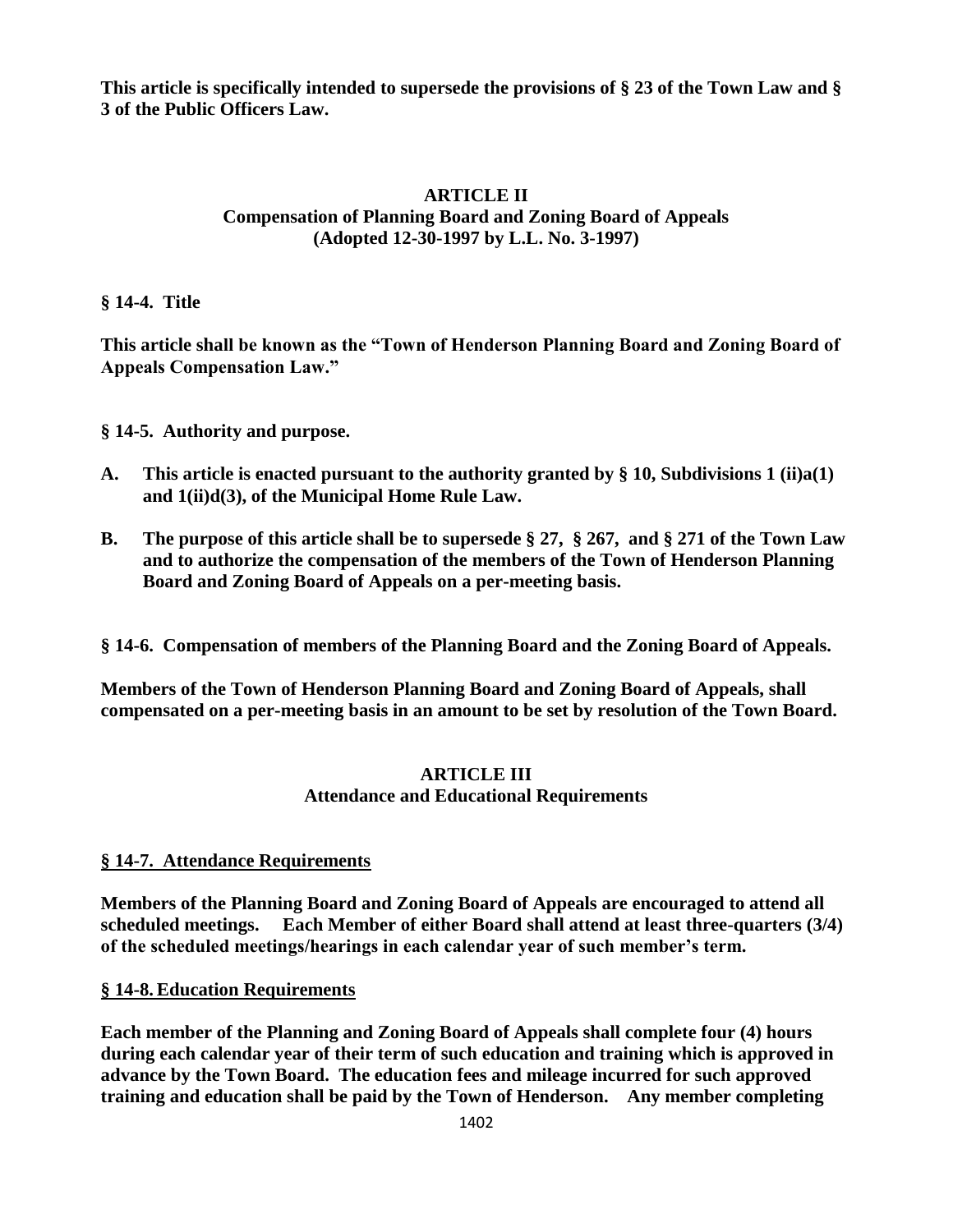**This article is specifically intended to supersede the provisions of § 23 of the Town Law and § 3 of the Public Officers Law.**

## ARTICLE II
## Compensation of Planning Board and Zoning Board of Appeals
**(Adopted 12-30-1997 by L.L. No. 3-1997)**

### § 14-4. Title

**This article shall be known as the "Town of Henderson Planning Board and Zoning Board of Appeals Compensation Law."**

### § 14-5. Authority and purpose.

**A. This article is enacted pursuant to the authority granted by § 10, Subdivisions 1 (ii)a(1) and 1(ii)d(3), of the Municipal Home Rule Law.**

**B. The purpose of this article shall be to supersede § 27, § 267, and § 271 of the Town Law and to authorize the compensation of the members of the Town of Henderson Planning Board and Zoning Board of Appeals on a per-meeting basis.**

### § 14-6. Compensation of members of the Planning Board and the Zoning Board of Appeals.

**Members of the Town of Henderson Planning Board and Zoning Board of Appeals, shall compensated on a per-meeting basis in an amount to be set by resolution of the Town Board.**

## ARTICLE III
## Attendance and Educational Requirements

### § 14-7. Attendance Requirements

**Members of the Planning Board and Zoning Board of Appeals are encouraged to attend all scheduled meetings. Each Member of either Board shall attend at least three-quarters (3/4) of the scheduled meetings/hearings in each calendar year of such member's term.**

### § 14-8. Education Requirements

**Each member of the Planning and Zoning Board of Appeals shall complete four (4) hours during each calendar year of their term of such education and training which is approved in advance by the Town Board. The education fees and mileage incurred for such approved training and education shall be paid by the Town of Henderson. Any member completing**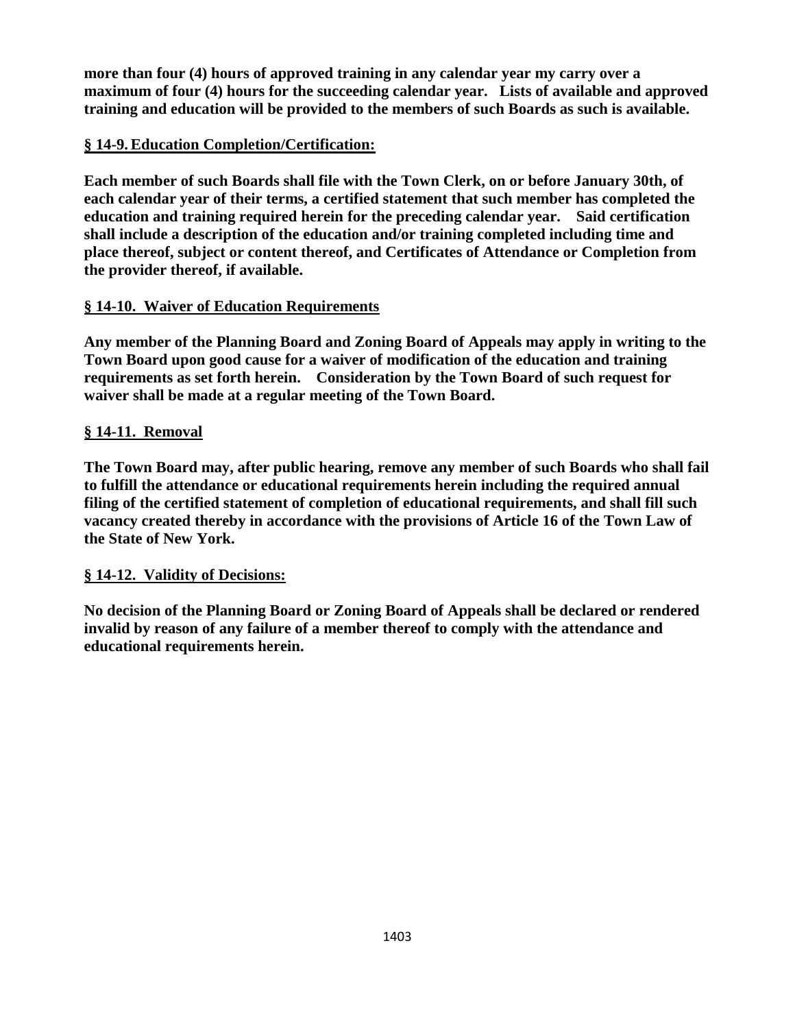**more than four (4) hours of approved training in any calendar year my carry over a maximum of four (4) hours for the succeeding calendar year. Lists of available and approved training and education will be provided to the members of such Boards as such is available.**

## § 14-9. Education Completion/Certification:

**Each member of such Boards shall file with the Town Clerk, on or before January 30th, of each calendar year of their terms, a certified statement that such member has completed the education and training required herein for the preceding calendar year. Said certification shall include a description of the education and/or training completed including time and place thereof, subject or content thereof, and Certificates of Attendance or Completion from the provider thereof, if available.**

## § 14-10. Waiver of Education Requirements

**Any member of the Planning Board and Zoning Board of Appeals may apply in writing to the Town Board upon good cause for a waiver of modification of the education and training requirements as set forth herein. Consideration by the Town Board of such request for waiver shall be made at a regular meeting of the Town Board.**

## § 14-11. Removal

**The Town Board may, after public hearing, remove any member of such Boards who shall fail to fulfill the attendance or educational requirements herein including the required annual filing of the certified statement of completion of educational requirements, and shall fill such vacancy created thereby in accordance with the provisions of Article 16 of the Town Law of the State of New York.**

## § 14-12. Validity of Decisions:

**No decision of the Planning Board or Zoning Board of Appeals shall be declared or rendered invalid by reason of any failure of a member thereof to comply with the attendance and educational requirements herein.**